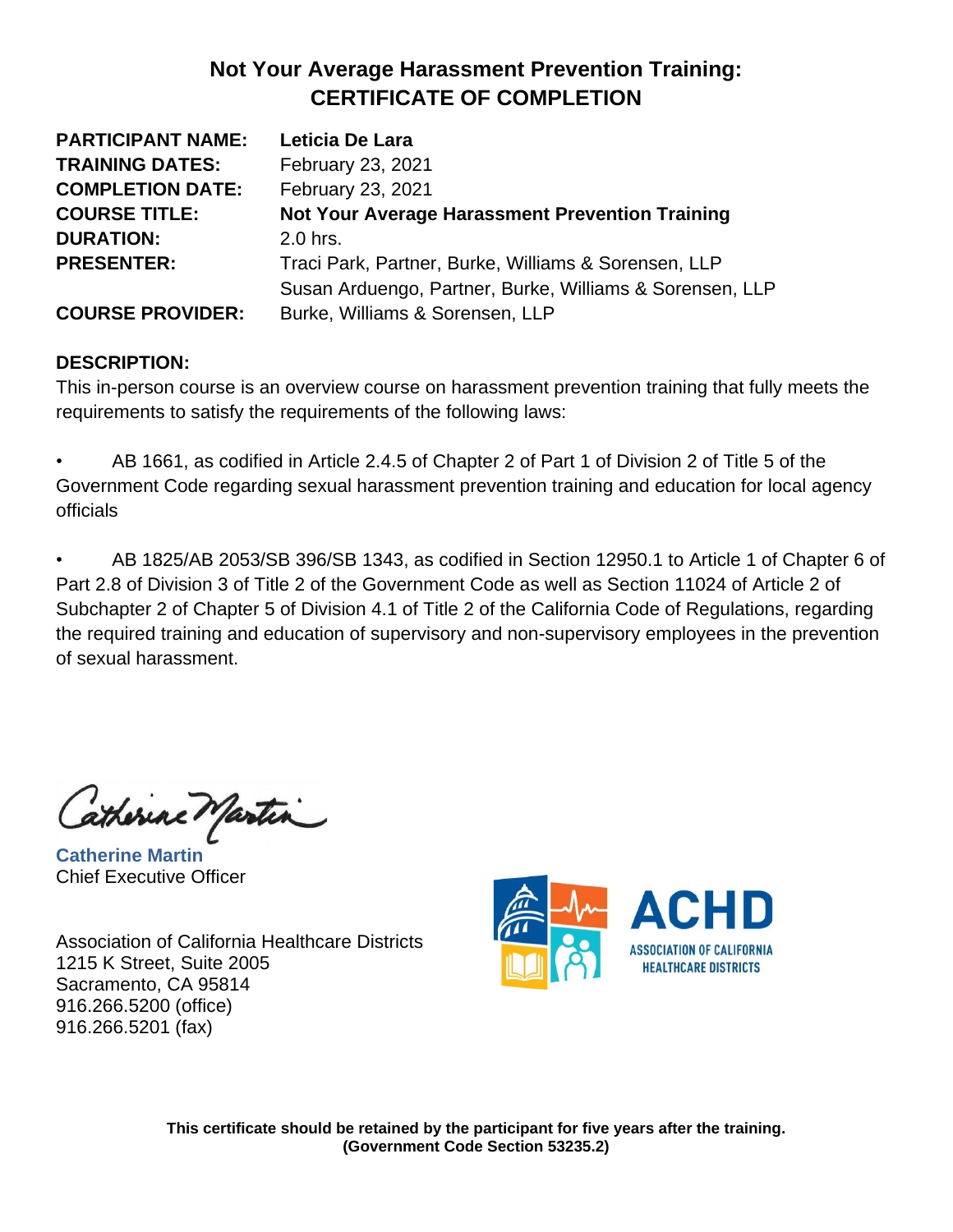# Not Your Average Harassment Prevention Training: CERTIFICATE OF COMPLETION

| | |
|---|---|
| **PARTICIPANT NAME:** | **Leticia De Lara** |
| **TRAINING DATES:** | February 23, 2021 |
| **COMPLETION DATE:** | February 23, 2021 |
| **COURSE TITLE:** | **Not Your Average Harassment Prevention Training** |
| **DURATION:** | 2.0 hrs. |
| **PRESENTER:** | Traci Park, Partner, Burke, Williams & Sorensen, LLP<br>Susan Arduengo, Partner, Burke, Williams & Sorensen, LLP |
| **COURSE PROVIDER:** | Burke, Williams & Sorensen, LLP |

**DESCRIPTION:**
This in-person course is an overview course on harassment prevention training that fully meets the requirements to satisfy the requirements of the following laws:

- AB 1661, as codified in Article 2.4.5 of Chapter 2 of Part 1 of Division 2 of Title 5 of the Government Code regarding sexual harassment prevention training and education for local agency officials

- AB 1825/AB 2053/SB 396/SB 1343, as codified in Section 12950.1 to Article 1 of Chapter 6 of Part 2.8 of Division 3 of Title 2 of the Government Code as well as Section 11024 of Article 2 of Subchapter 2 of Chapter 5 of Division 4.1 of Title 2 of the California Code of Regulations, regarding the required training and education of supervisory and non-supervisory employees in the prevention of sexual harassment.

Catherine Martin
Chief Executive Officer

Association of California Healthcare Districts
1215 K Street, Suite 2005
Sacramento, CA 95814
916.266.5200 (office)
916.266.5201 (fax)

ACHD
ASSOCIATION OF CALIFORNIA HEALTHCARE DISTRICTS

**This certificate should be retained by the participant for five years after the training. (Government Code Section 53235.2)**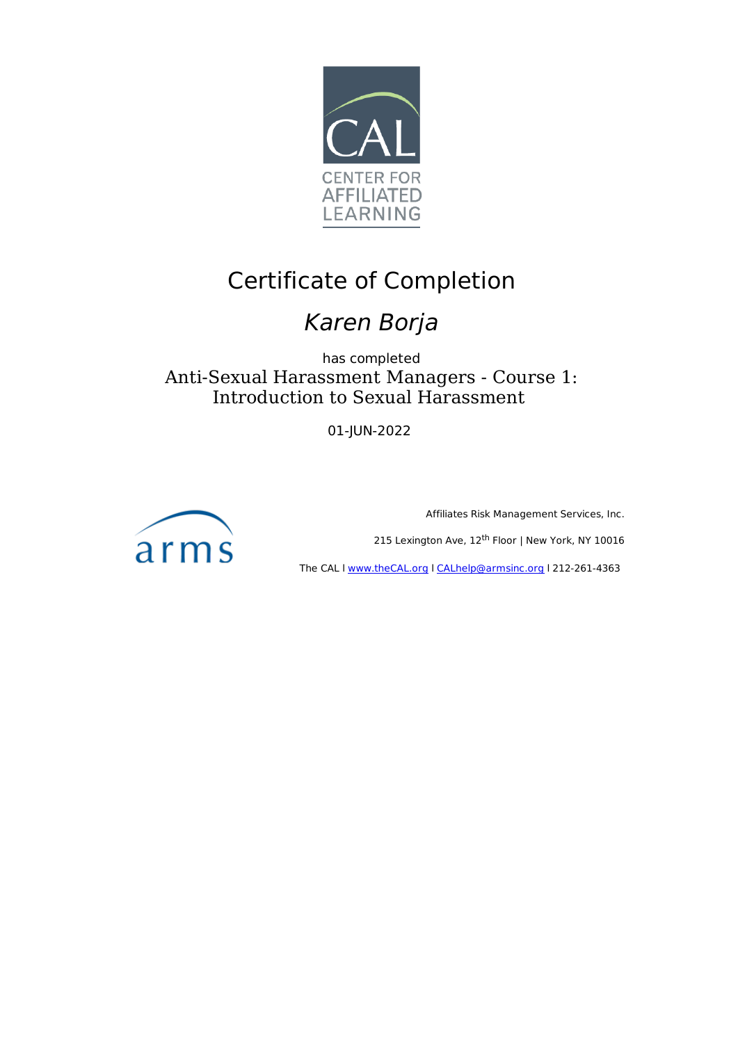CENTER FOR AFFILIATED LEARNING

# Certificate of Completion

## *Karen Borja*

has completed

Anti-Sexual Harassment Managers - Course 1: Introduction to Sexual Harassment

01-JUN-2022

Affiliates Risk Management Services, Inc.

215 Lexington Ave, 12th Floor | New York, NY 10016

The CAL l www.theCAL.org l CALhelp@armsinc.org l 212-261-4363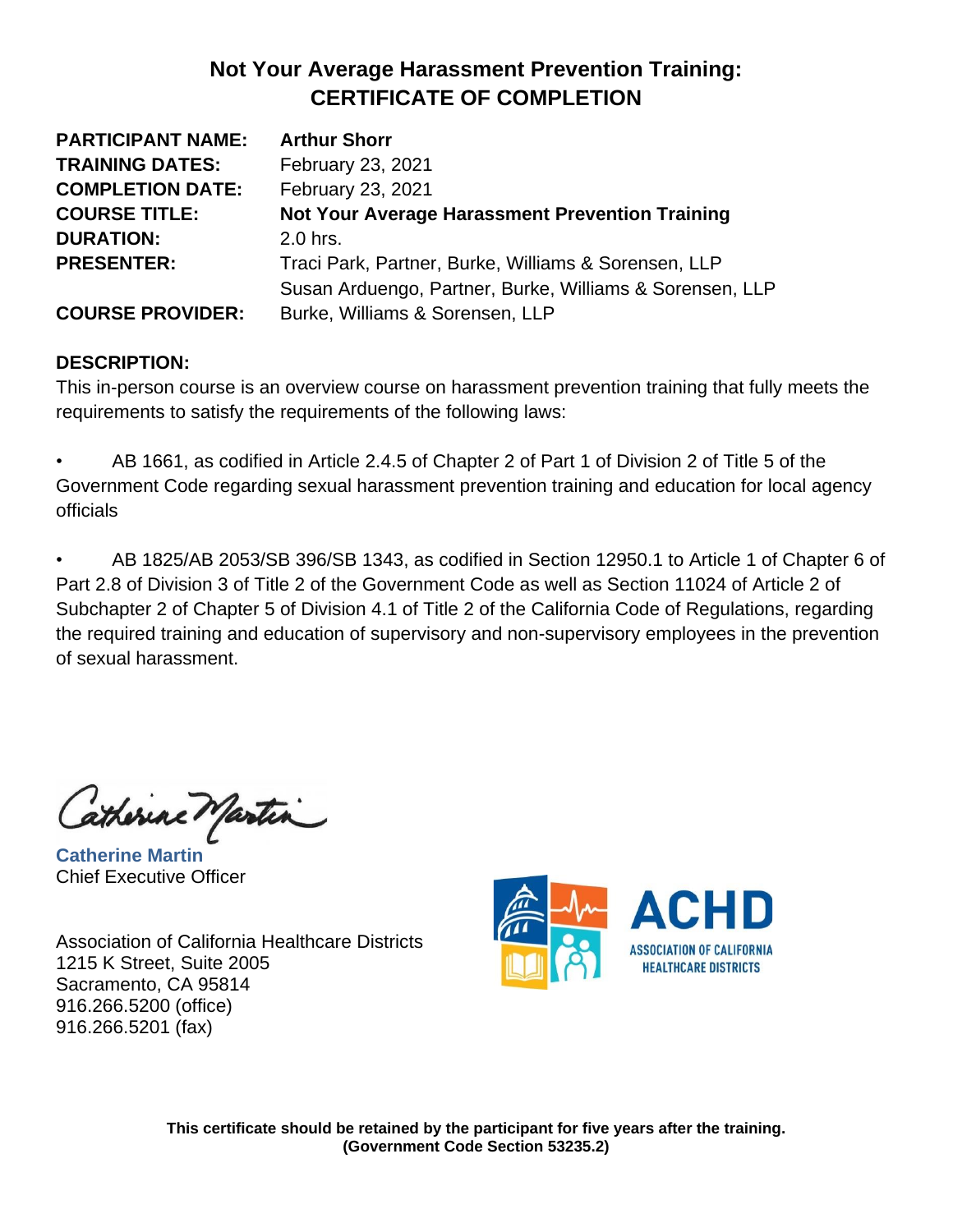# Not Your Average Harassment Prevention Training: CERTIFICATE OF COMPLETION

| | |
|---|---|
| **PARTICIPANT NAME:** | **Arthur Shorr** |
| **TRAINING DATES:** | February 23, 2021 |
| **COMPLETION DATE:** | February 23, 2021 |
| **COURSE TITLE:** | **Not Your Average Harassment Prevention Training** |
| **DURATION:** | 2.0 hrs. |
| **PRESENTER:** | Traci Park, Partner, Burke, Williams & Sorensen, LLP<br>Susan Arduengo, Partner, Burke, Williams & Sorensen, LLP |
| **COURSE PROVIDER:** | Burke, Williams & Sorensen, LLP |

**DESCRIPTION:**

This in-person course is an overview course on harassment prevention training that fully meets the requirements to satisfy the requirements of the following laws:

- AB 1661, as codified in Article 2.4.5 of Chapter 2 of Part 1 of Division 2 of Title 5 of the Government Code regarding sexual harassment prevention training and education for local agency officials

- AB 1825/AB 2053/SB 396/SB 1343, as codified in Section 12950.1 to Article 1 of Chapter 6 of Part 2.8 of Division 3 of Title 2 of the Government Code as well as Section 11024 of Article 2 of Subchapter 2 of Chapter 5 of Division 4.1 of Title 2 of the California Code of Regulations, regarding the required training and education of supervisory and non-supervisory employees in the prevention of sexual harassment.

Catherine Martin

**Catherine Martin**
Chief Executive Officer

Association of California Healthcare Districts
1215 K Street, Suite 2005
Sacramento, CA 95814
916.266.5200 (office)
916.266.5201 (fax)

ACHD
ASSOCIATION OF CALIFORNIA HEALTHCARE DISTRICTS

**This certificate should be retained by the participant for five years after the training. (Government Code Section 53235.2)**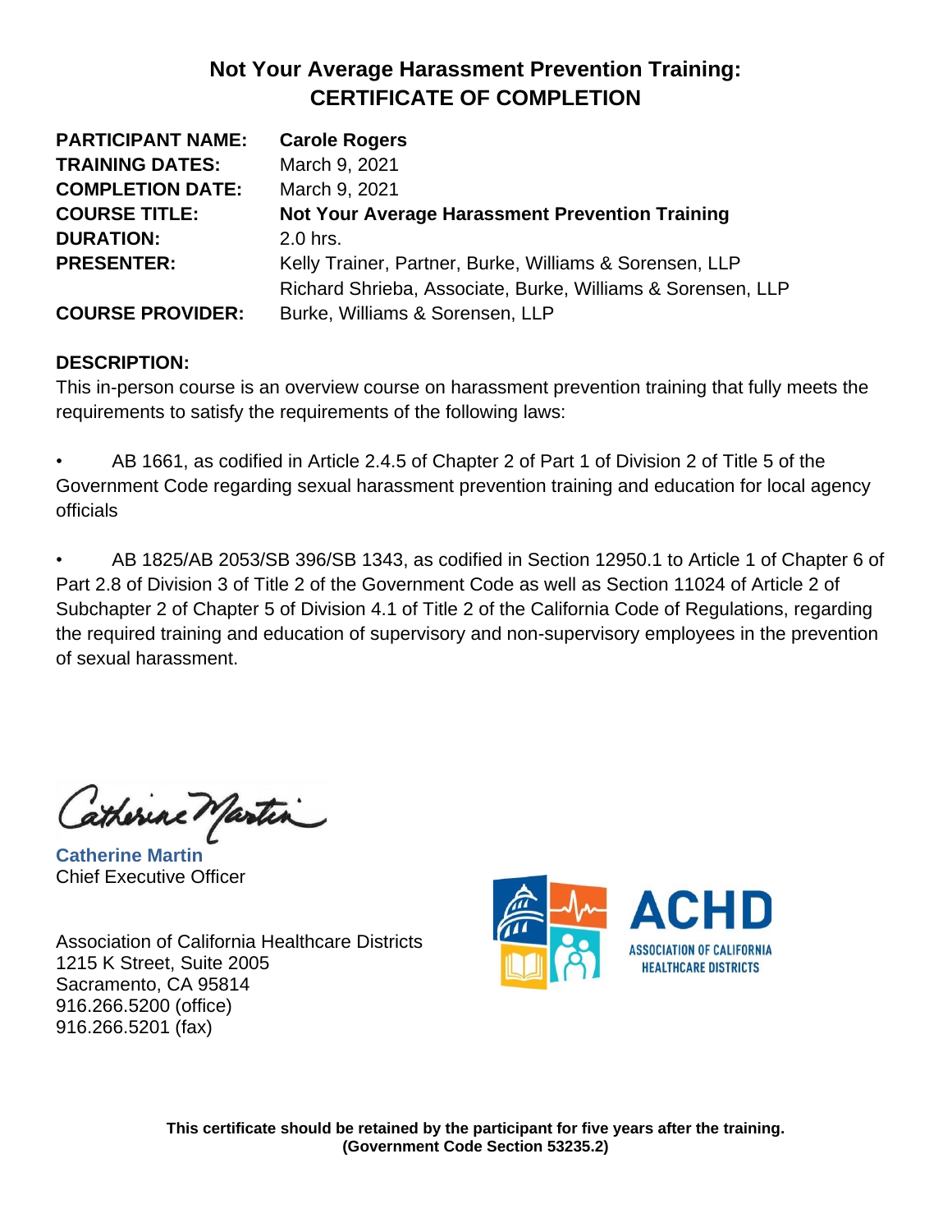# Not Your Average Harassment Prevention Training: CERTIFICATE OF COMPLETION

**PARTICIPANT NAME:** **Carole Rogers**
**TRAINING DATES:** March 9, 2021
**COMPLETION DATE:** March 9, 2021
**COURSE TITLE:** **Not Your Average Harassment Prevention Training**
**DURATION:** 2.0 hrs.
**PRESENTER:** Kelly Trainer, Partner, Burke, Williams & Sorensen, LLP
Richard Shrieba, Associate, Burke, Williams & Sorensen, LLP
**COURSE PROVIDER:** Burke, Williams & Sorensen, LLP

**DESCRIPTION:**
This in-person course is an overview course on harassment prevention training that fully meets the requirements to satisfy the requirements of the following laws:

- AB 1661, as codified in Article 2.4.5 of Chapter 2 of Part 1 of Division 2 of Title 5 of the Government Code regarding sexual harassment prevention training and education for local agency officials

- AB 1825/AB 2053/SB 396/SB 1343, as codified in Section 12950.1 to Article 1 of Chapter 6 of Part 2.8 of Division 3 of Title 2 of the Government Code as well as Section 11024 of Article 2 of Subchapter 2 of Chapter 5 of Division 4.1 of Title 2 of the California Code of Regulations, regarding the required training and education of supervisory and non-supervisory employees in the prevention of sexual harassment.

Catherine Martin
Chief Executive Officer

Association of California Healthcare Districts
1215 K Street, Suite 2005
Sacramento, CA 95814
916.266.5200 (office)
916.266.5201 (fax)

ACHD
ASSOCIATION OF CALIFORNIA HEALTHCARE DISTRICTS

**This certificate should be retained by the participant for five years after the training. (Government Code Section 53235.2)**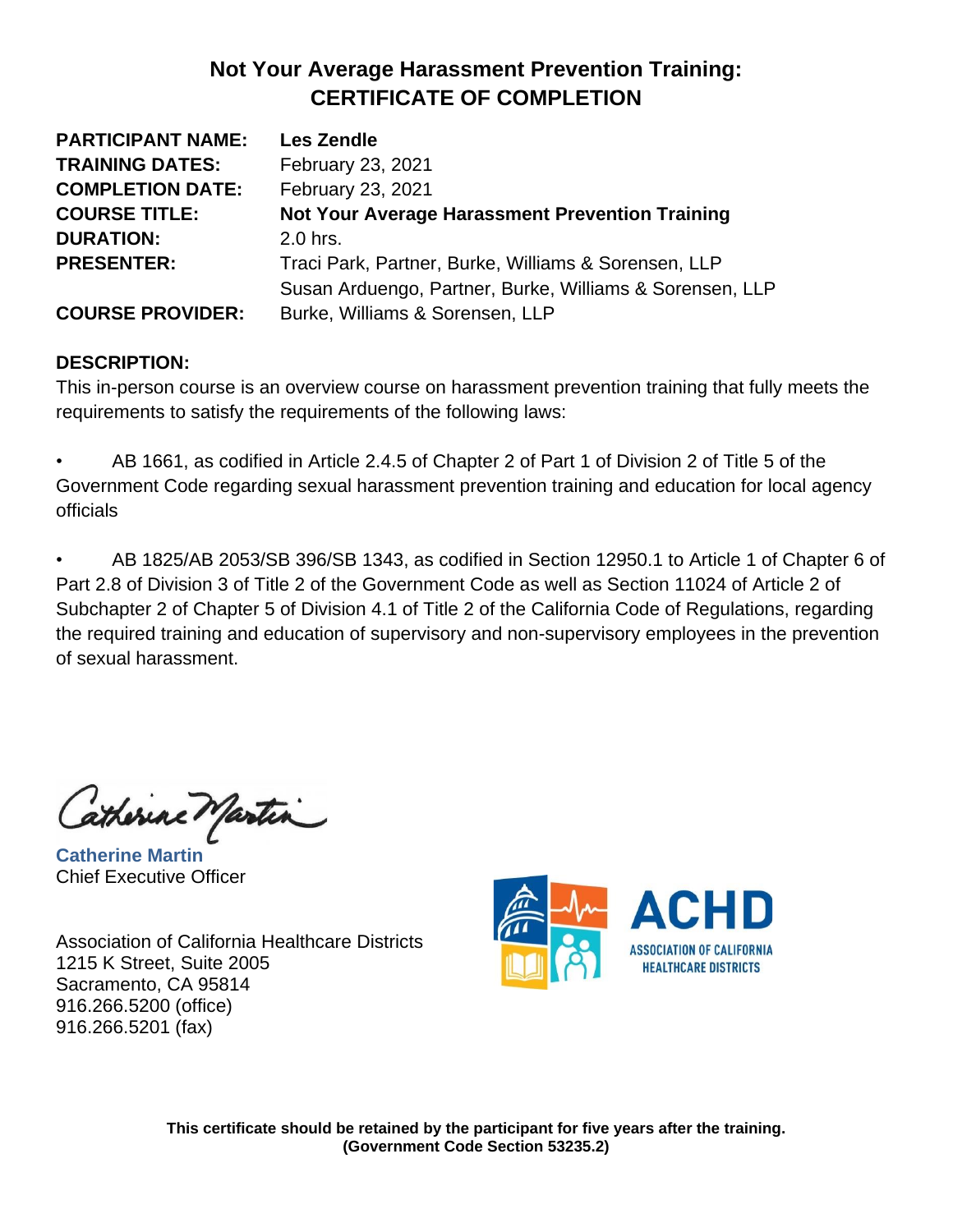# Not Your Average Harassment Prevention Training: CERTIFICATE OF COMPLETION

**PARTICIPANT NAME:** **Les Zendle**
**TRAINING DATES:** February 23, 2021
**COMPLETION DATE:** February 23, 2021
**COURSE TITLE:** **Not Your Average Harassment Prevention Training**
**DURATION:** 2.0 hrs.
**PRESENTER:** Traci Park, Partner, Burke, Williams & Sorensen, LLP
Susan Arduengo, Partner, Burke, Williams & Sorensen, LLP
**COURSE PROVIDER:** Burke, Williams & Sorensen, LLP

**DESCRIPTION:**
This in-person course is an overview course on harassment prevention training that fully meets the requirements to satisfy the requirements of the following laws:

- AB 1661, as codified in Article 2.4.5 of Chapter 2 of Part 1 of Division 2 of Title 5 of the Government Code regarding sexual harassment prevention training and education for local agency officials

- AB 1825/AB 2053/SB 396/SB 1343, as codified in Section 12950.1 to Article 1 of Chapter 6 of Part 2.8 of Division 3 of Title 2 of the Government Code as well as Section 11024 of Article 2 of Subchapter 2 of Chapter 5 of Division 4.1 of Title 2 of the California Code of Regulations, regarding the required training and education of supervisory and non-supervisory employees in the prevention of sexual harassment.

Catherine Martin
**Catherine Martin**
Chief Executive Officer

Association of California Healthcare Districts
1215 K Street, Suite 2005
Sacramento, CA 95814
916.266.5200 (office)
916.266.5201 (fax)

ACHD
ASSOCIATION OF CALIFORNIA HEALTHCARE DISTRICTS

**This certificate should be retained by the participant for five years after the training.**
**(Government Code Section 53235.2)**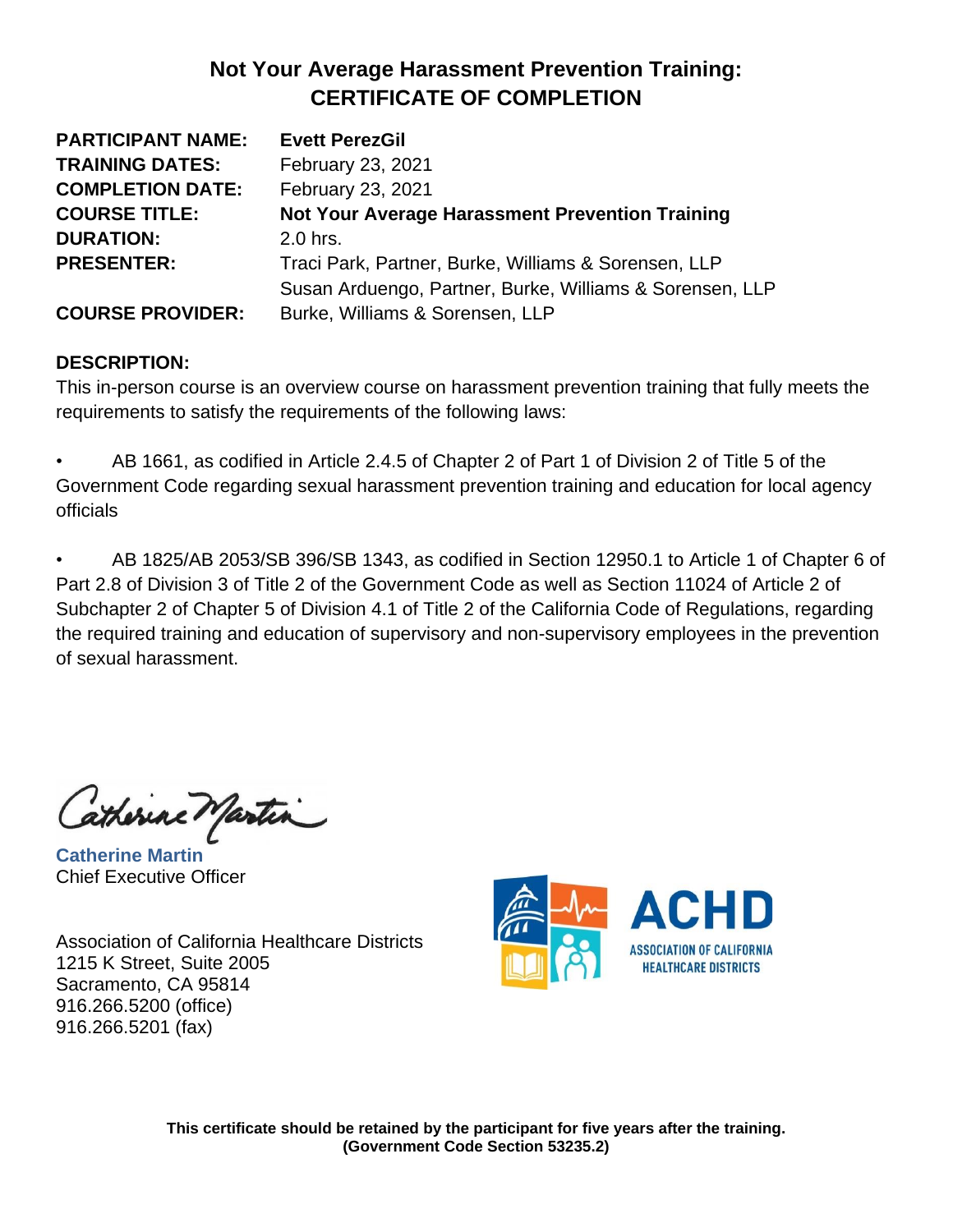# Not Your Average Harassment Prevention Training: CERTIFICATE OF COMPLETION

| | |
|---|---|
| **PARTICIPANT NAME:** | **Evett PerezGil** |
| **TRAINING DATES:** | February 23, 2021 |
| **COMPLETION DATE:** | February 23, 2021 |
| **COURSE TITLE:** | **Not Your Average Harassment Prevention Training** |
| **DURATION:** | 2.0 hrs. |
| **PRESENTER:** | Traci Park, Partner, Burke, Williams & Sorensen, LLP<br>Susan Arduengo, Partner, Burke, Williams & Sorensen, LLP |
| **COURSE PROVIDER:** | Burke, Williams & Sorensen, LLP |

**DESCRIPTION:**

This in-person course is an overview course on harassment prevention training that fully meets the requirements to satisfy the requirements of the following laws:

- AB 1661, as codified in Article 2.4.5 of Chapter 2 of Part 1 of Division 2 of Title 5 of the Government Code regarding sexual harassment prevention training and education for local agency officials

- AB 1825/AB 2053/SB 396/SB 1343, as codified in Section 12950.1 to Article 1 of Chapter 6 of Part 2.8 of Division 3 of Title 2 of the Government Code as well as Section 11024 of Article 2 of Subchapter 2 of Chapter 5 of Division 4.1 of Title 2 of the California Code of Regulations, regarding the required training and education of supervisory and non-supervisory employees in the prevention of sexual harassment.

Catherine Martin

**Catherine Martin**
Chief Executive Officer

Association of California Healthcare Districts
1215 K Street, Suite 2005
Sacramento, CA 95814
916.266.5200 (office)
916.266.5201 (fax)

ACHD
ASSOCIATION OF CALIFORNIA HEALTHCARE DISTRICTS

**This certificate should be retained by the participant for five years after the training.**
**(Government Code Section 53235.2)**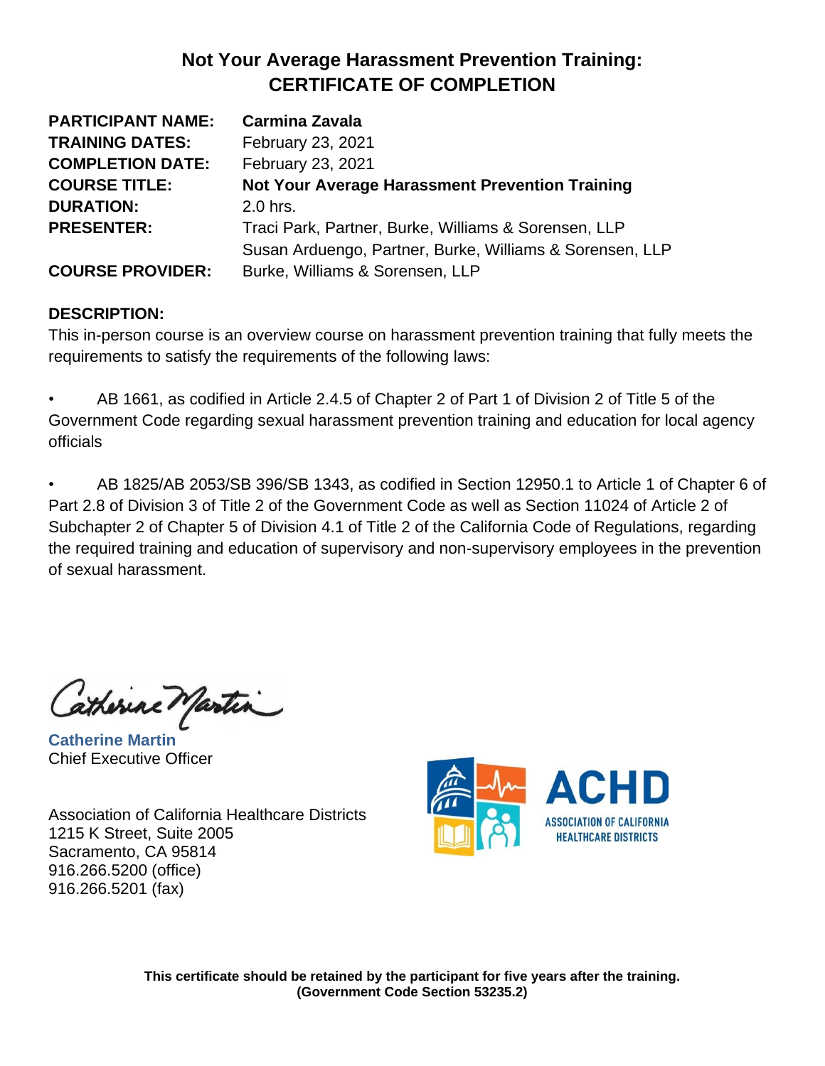# Not Your Average Harassment Prevention Training: CERTIFICATE OF COMPLETION

**PARTICIPANT NAME:** **Carmina Zavala**
**TRAINING DATES:** February 23, 2021
**COMPLETION DATE:** February 23, 2021
**COURSE TITLE:** **Not Your Average Harassment Prevention Training**
**DURATION:** 2.0 hrs.
**PRESENTER:** Traci Park, Partner, Burke, Williams & Sorensen, LLP
Susan Arduengo, Partner, Burke, Williams & Sorensen, LLP
**COURSE PROVIDER:** Burke, Williams & Sorensen, LLP

**DESCRIPTION:**
This in-person course is an overview course on harassment prevention training that fully meets the requirements to satisfy the requirements of the following laws:

- AB 1661, as codified in Article 2.4.5 of Chapter 2 of Part 1 of Division 2 of Title 5 of the Government Code regarding sexual harassment prevention training and education for local agency officials

- AB 1825/AB 2053/SB 396/SB 1343, as codified in Section 12950.1 to Article 1 of Chapter 6 of Part 2.8 of Division 3 of Title 2 of the Government Code as well as Section 11024 of Article 2 of Subchapter 2 of Chapter 5 of Division 4.1 of Title 2 of the California Code of Regulations, regarding the required training and education of supervisory and non-supervisory employees in the prevention of sexual harassment.

Catherine Martin
Chief Executive Officer

Association of California Healthcare Districts
1215 K Street, Suite 2005
Sacramento, CA 95814
916.266.5200 (office)
916.266.5201 (fax)

ACHD
ASSOCIATION OF CALIFORNIA HEALTHCARE DISTRICTS

**This certificate should be retained by the participant for five years after the training. (Government Code Section 53235.2)**